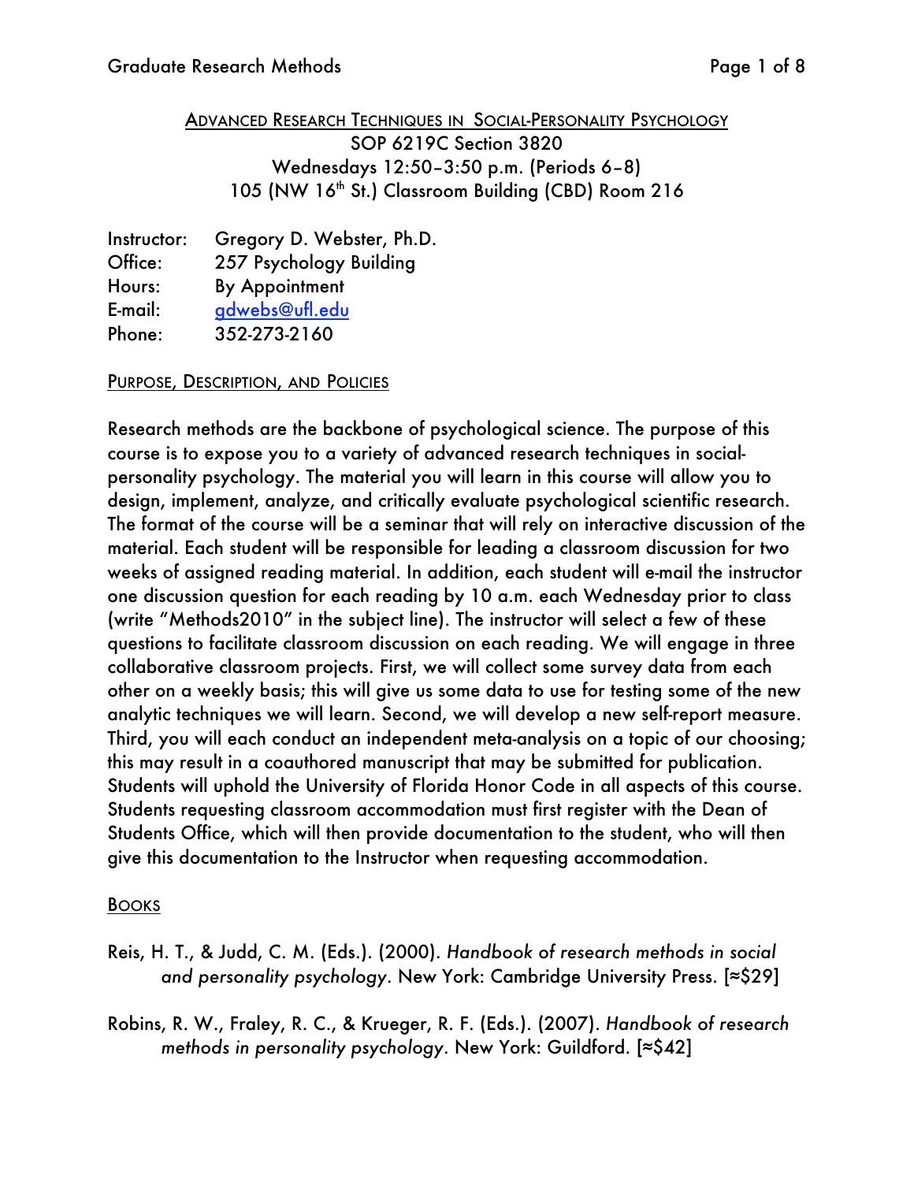# ADVANCED RESEARCH TECHNIQUES IN SOCIAL-PERSONALITY PSYCHOLOGY

SOP 6219C Section 3820
Wednesdays 12:50–3:50 p.m. (Periods 6–8)
105 (NW 16th St.) Classroom Building (CBD) Room 216

Instructor: Gregory D. Webster, Ph.D.
Office: 257 Psychology Building
Hours: By Appointment
E-mail: gdwebs@ufl.edu
Phone: 352-273-2160

## PURPOSE, DESCRIPTION, AND POLICIES

Research methods are the backbone of psychological science. The purpose of this course is to expose you to a variety of advanced research techniques in social-personality psychology. The material you will learn in this course will allow you to design, implement, analyze, and critically evaluate psychological scientific research. The format of the course will be a seminar that will rely on interactive discussion of the material. Each student will be responsible for leading a classroom discussion for two weeks of assigned reading material. In addition, each student will e-mail the instructor one discussion question for each reading by 10 a.m. each Wednesday prior to class (write "Methods2010" in the subject line). The instructor will select a few of these questions to facilitate classroom discussion on each reading. We will engage in three collaborative classroom projects. First, we will collect some survey data from each other on a weekly basis; this will give us some data to use for testing some of the new analytic techniques we will learn. Second, we will develop a new self-report measure. Third, you will each conduct an independent meta-analysis on a topic of our choosing; this may result in a coauthored manuscript that may be submitted for publication. Students will uphold the University of Florida Honor Code in all aspects of this course. Students requesting classroom accommodation must first register with the Dean of Students Office, which will then provide documentation to the student, who will then give this documentation to the Instructor when requesting accommodation.

## BOOKS

Reis, H. T., & Judd, C. M. (Eds.). (2000). *Handbook of research methods in social and personality psychology*. New York: Cambridge University Press. [≈$29]

Robins, R. W., Fraley, R. C., & Krueger, R. F. (Eds.). (2007). *Handbook of research methods in personality psychology*. New York: Guildford. [≈$42]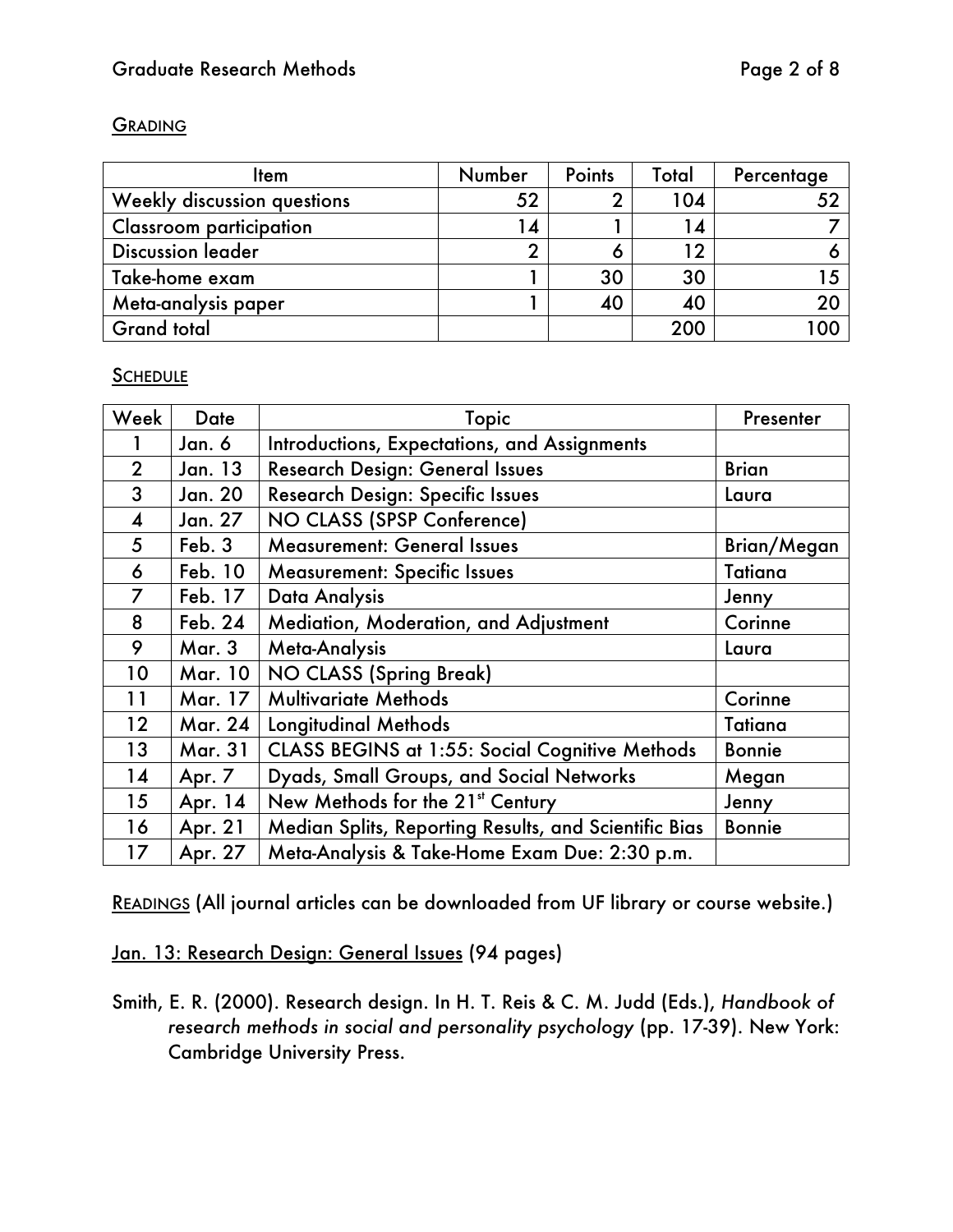## GRADING

| Item | Number | Points | Total | Percentage |
|---|---|---|---|---|
| Weekly discussion questions | 52 | 2 | 104 | 52 |
| Classroom participation | 14 | 1 | 14 | 7 |
| Discussion leader | 2 | 6 | 12 | 6 |
| Take-home exam | 1 | 30 | 30 | 15 |
| Meta-analysis paper | 1 | 40 | 40 | 20 |
| Grand total | | | 200 | 100 |

## SCHEDULE

| Week | Date | Topic | Presenter |
|---|---|---|---|
| 1 | Jan. 6 | Introductions, Expectations, and Assignments | |
| 2 | Jan. 13 | Research Design: General Issues | Brian |
| 3 | Jan. 20 | Research Design: Specific Issues | Laura |
| 4 | Jan. 27 | NO CLASS (SPSP Conference) | |
| 5 | Feb. 3 | Measurement: General Issues | Brian/Megan |
| 6 | Feb. 10 | Measurement: Specific Issues | Tatiana |
| 7 | Feb. 17 | Data Analysis | Jenny |
| 8 | Feb. 24 | Mediation, Moderation, and Adjustment | Corinne |
| 9 | Mar. 3 | Meta-Analysis | Laura |
| 10 | Mar. 10 | NO CLASS (Spring Break) | |
| 11 | Mar. 17 | Multivariate Methods | Corinne |
| 12 | Mar. 24 | Longitudinal Methods | Tatiana |
| 13 | Mar. 31 | CLASS BEGINS at 1:55: Social Cognitive Methods | Bonnie |
| 14 | Apr. 7 | Dyads, Small Groups, and Social Networks | Megan |
| 15 | Apr. 14 | New Methods for the 21st Century | Jenny |
| 16 | Apr. 21 | Median Splits, Reporting Results, and Scientific Bias | Bonnie |
| 17 | Apr. 27 | Meta-Analysis & Take-Home Exam Due: 2:30 p.m. | |

READINGS (All journal articles can be downloaded from UF library or course website.)

Jan. 13: Research Design: General Issues (94 pages)

Smith, E. R. (2000). Research design. In H. T. Reis & C. M. Judd (Eds.), *Handbook of research methods in social and personality psychology* (pp. 17-39). New York: Cambridge University Press.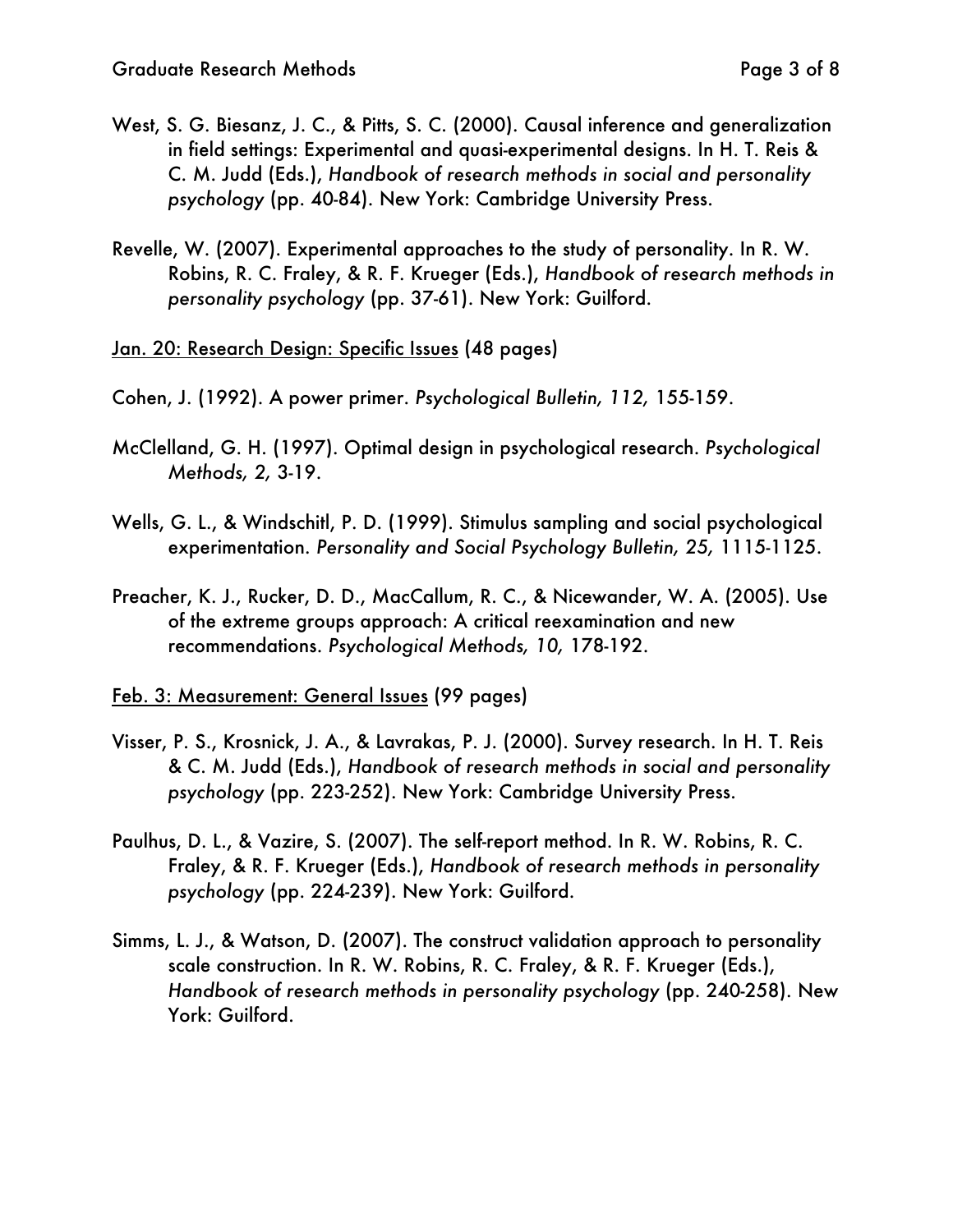West, S. G. Biesanz, J. C., & Pitts, S. C. (2000). Causal inference and generalization in field settings: Experimental and quasi-experimental designs. In H. T. Reis & C. M. Judd (Eds.), *Handbook of research methods in social and personality psychology* (pp. 40-84). New York: Cambridge University Press.

Revelle, W. (2007). Experimental approaches to the study of personality. In R. W. Robins, R. C. Fraley, & R. F. Krueger (Eds.), *Handbook of research methods in personality psychology* (pp. 37-61). New York: Guilford.

<u>Jan. 20: Research Design: Specific Issues</u> (48 pages)

Cohen, J. (1992). A power primer. *Psychological Bulletin, 112,* 155-159.

McClelland, G. H. (1997). Optimal design in psychological research. *Psychological Methods, 2,* 3-19.

Wells, G. L., & Windschitl, P. D. (1999). Stimulus sampling and social psychological experimentation. *Personality and Social Psychology Bulletin, 25,* 1115-1125.

Preacher, K. J., Rucker, D. D., MacCallum, R. C., & Nicewander, W. A. (2005). Use of the extreme groups approach: A critical reexamination and new recommendations. *Psychological Methods, 10,* 178-192.

<u>Feb. 3: Measurement: General Issues</u> (99 pages)

Visser, P. S., Krosnick, J. A., & Lavrakas, P. J. (2000). Survey research. In H. T. Reis & C. M. Judd (Eds.), *Handbook of research methods in social and personality psychology* (pp. 223-252). New York: Cambridge University Press.

Paulhus, D. L., & Vazire, S. (2007). The self-report method. In R. W. Robins, R. C. Fraley, & R. F. Krueger (Eds.), *Handbook of research methods in personality psychology* (pp. 224-239). New York: Guilford.

Simms, L. J., & Watson, D. (2007). The construct validation approach to personality scale construction. In R. W. Robins, R. C. Fraley, & R. F. Krueger (Eds.), *Handbook of research methods in personality psychology* (pp. 240-258). New York: Guilford.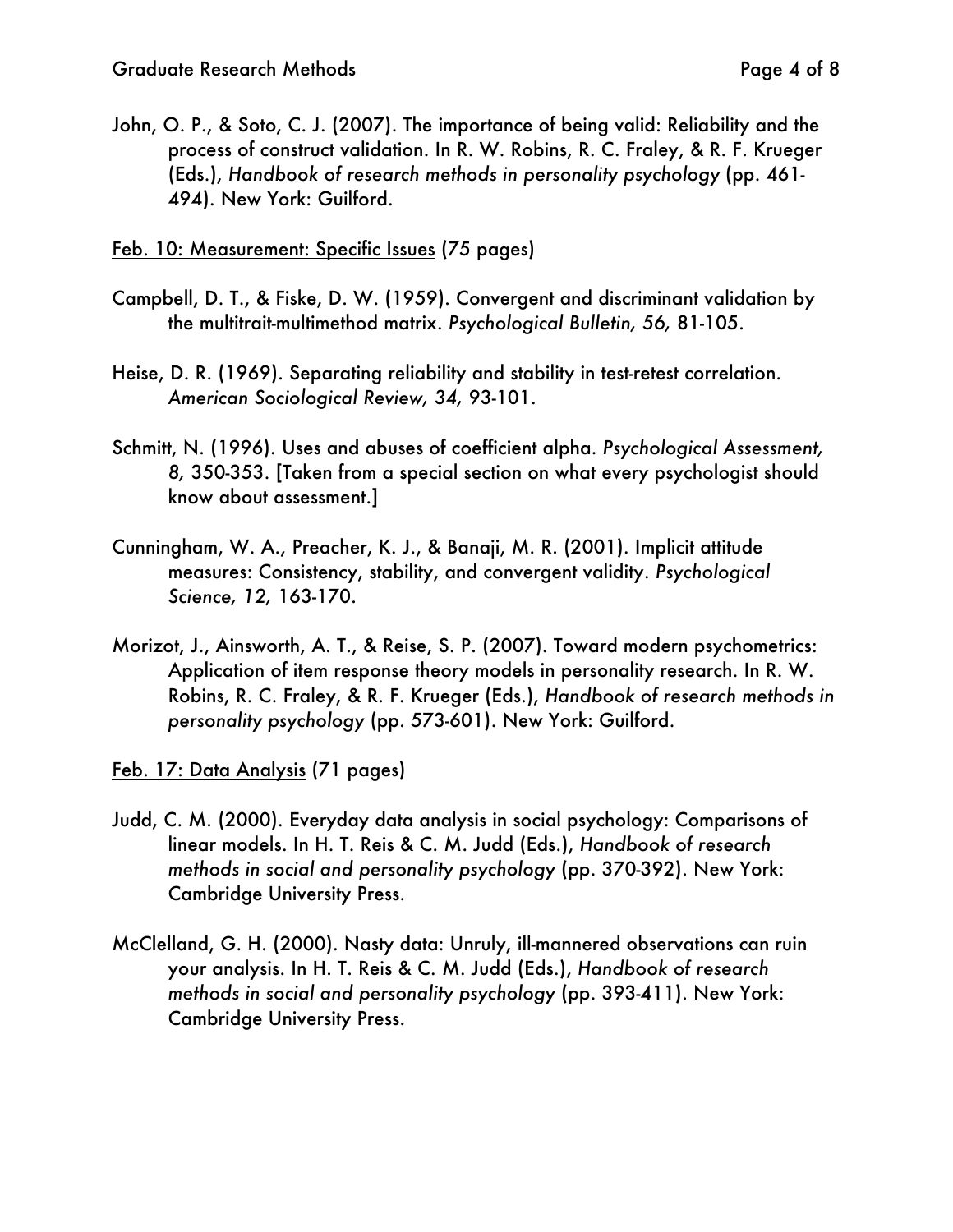John, O. P., & Soto, C. J. (2007). The importance of being valid: Reliability and the process of construct validation. In R. W. Robins, R. C. Fraley, & R. F. Krueger (Eds.), *Handbook of research methods in personality psychology* (pp. 461-494). New York: Guilford.

Feb. 10: Measurement: Specific Issues (75 pages)

Campbell, D. T., & Fiske, D. W. (1959). Convergent and discriminant validation by the multitrait-multimethod matrix. *Psychological Bulletin, 56,* 81-105.

Heise, D. R. (1969). Separating reliability and stability in test-retest correlation. *American Sociological Review, 34,* 93-101.

Schmitt, N. (1996). Uses and abuses of coefficient alpha. *Psychological Assessment, 8,* 350-353. [Taken from a special section on what every psychologist should know about assessment.]

Cunningham, W. A., Preacher, K. J., & Banaji, M. R. (2001). Implicit attitude measures: Consistency, stability, and convergent validity. *Psychological Science, 12,* 163-170.

Morizot, J., Ainsworth, A. T., & Reise, S. P. (2007). Toward modern psychometrics: Application of item response theory models in personality research. In R. W. Robins, R. C. Fraley, & R. F. Krueger (Eds.), *Handbook of research methods in personality psychology* (pp. 573-601). New York: Guilford.

Feb. 17: Data Analysis (71 pages)

Judd, C. M. (2000). Everyday data analysis in social psychology: Comparisons of linear models. In H. T. Reis & C. M. Judd (Eds.), *Handbook of research methods in social and personality psychology* (pp. 370-392). New York: Cambridge University Press.

McClelland, G. H. (2000). Nasty data: Unruly, ill-mannered observations can ruin your analysis. In H. T. Reis & C. M. Judd (Eds.), *Handbook of research methods in social and personality psychology* (pp. 393-411). New York: Cambridge University Press.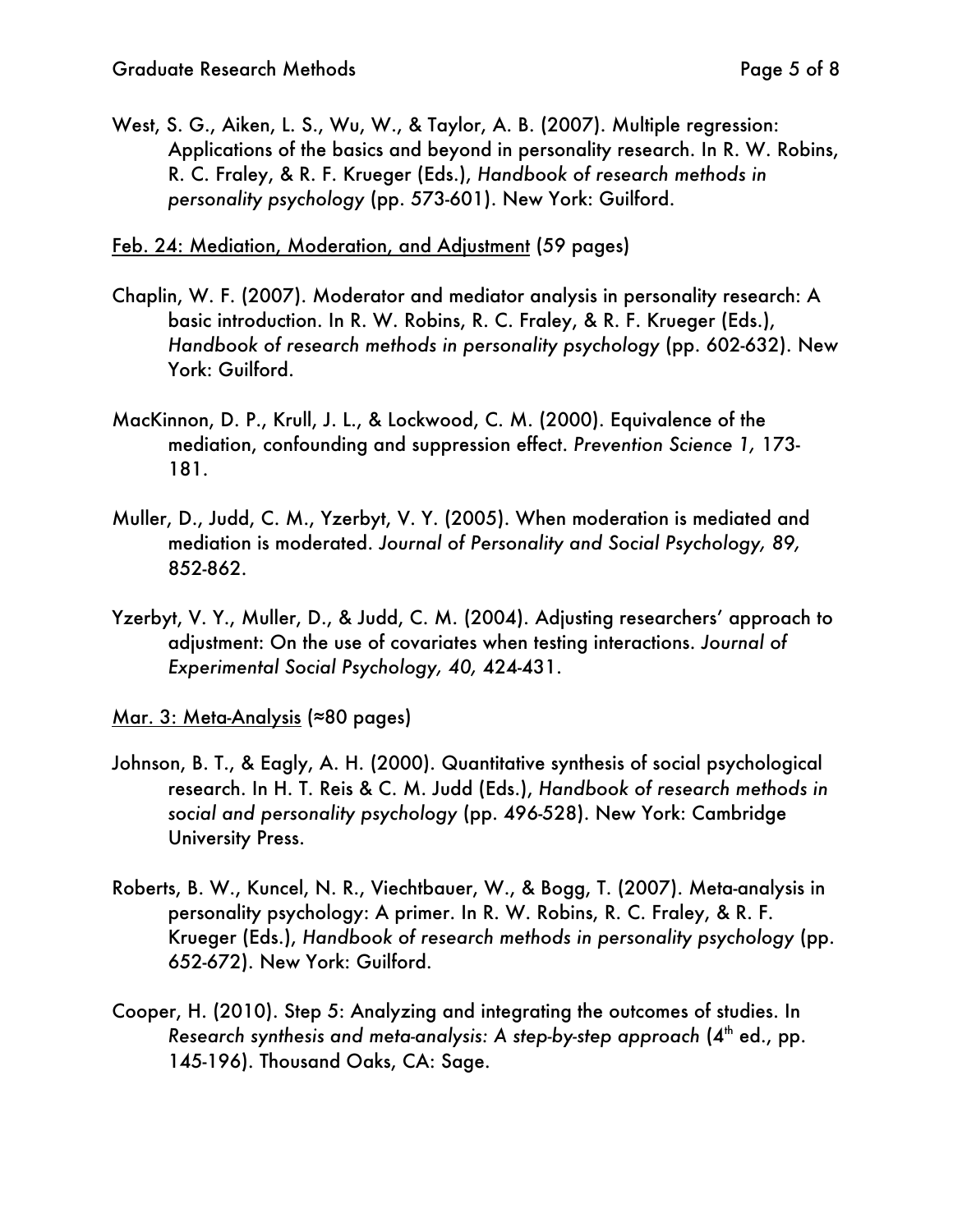West, S. G., Aiken, L. S., Wu, W., & Taylor, A. B. (2007). Multiple regression: Applications of the basics and beyond in personality research. In R. W. Robins, R. C. Fraley, & R. F. Krueger (Eds.), *Handbook of research methods in personality psychology* (pp. 573-601). New York: Guilford.

<u>Feb. 24: Mediation, Moderation, and Adjustment</u> (59 pages)

Chaplin, W. F. (2007). Moderator and mediator analysis in personality research: A basic introduction. In R. W. Robins, R. C. Fraley, & R. F. Krueger (Eds.), *Handbook of research methods in personality psychology* (pp. 602-632). New York: Guilford.

MacKinnon, D. P., Krull, J. L., & Lockwood, C. M. (2000). Equivalence of the mediation, confounding and suppression effect. *Prevention Science 1,* 173-181.

Muller, D., Judd, C. M., Yzerbyt, V. Y. (2005). When moderation is mediated and mediation is moderated. *Journal of Personality and Social Psychology, 89,* 852-862.

Yzerbyt, V. Y., Muller, D., & Judd, C. M. (2004). Adjusting researchers' approach to adjustment: On the use of covariates when testing interactions. *Journal of Experimental Social Psychology, 40,* 424-431.

<u>Mar. 3: Meta-Analysis</u> (≈80 pages)

Johnson, B. T., & Eagly, A. H. (2000). Quantitative synthesis of social psychological research. In H. T. Reis & C. M. Judd (Eds.), *Handbook of research methods in social and personality psychology* (pp. 496-528). New York: Cambridge University Press.

Roberts, B. W., Kuncel, N. R., Viechtbauer, W., & Bogg, T. (2007). Meta-analysis in personality psychology: A primer. In R. W. Robins, R. C. Fraley, & R. F. Krueger (Eds.), *Handbook of research methods in personality psychology* (pp. 652-672). New York: Guilford.

Cooper, H. (2010). Step 5: Analyzing and integrating the outcomes of studies. In *Research synthesis and meta-analysis: A step-by-step approach* (4th ed., pp. 145-196). Thousand Oaks, CA: Sage.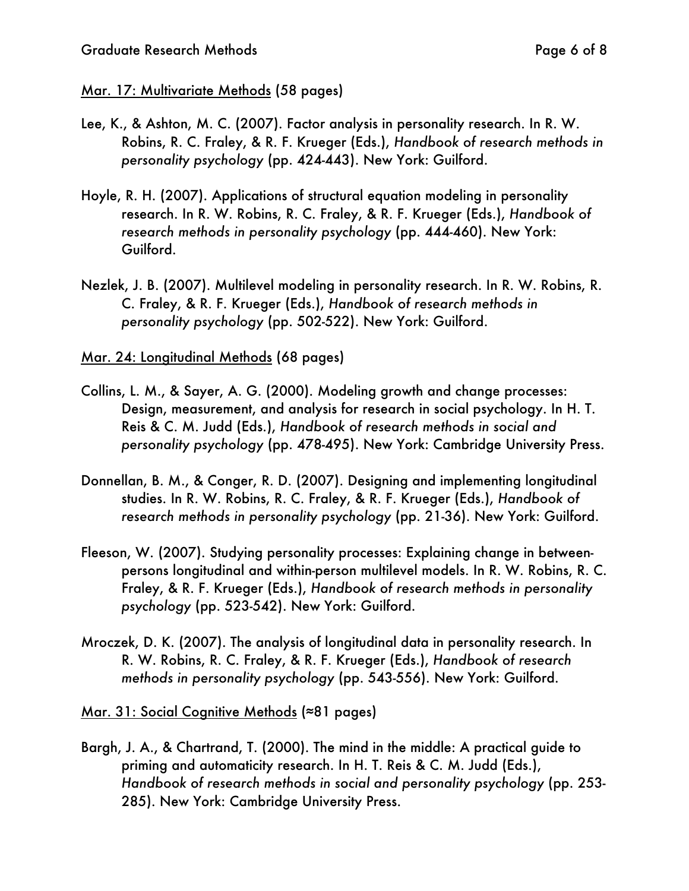Mar. 17: Multivariate Methods (58 pages)

Lee, K., & Ashton, M. C. (2007). Factor analysis in personality research. In R. W. Robins, R. C. Fraley, & R. F. Krueger (Eds.), *Handbook of research methods in personality psychology* (pp. 424-443). New York: Guilford.

Hoyle, R. H. (2007). Applications of structural equation modeling in personality research. In R. W. Robins, R. C. Fraley, & R. F. Krueger (Eds.), *Handbook of research methods in personality psychology* (pp. 444-460). New York: Guilford.

Nezlek, J. B. (2007). Multilevel modeling in personality research. In R. W. Robins, R. C. Fraley, & R. F. Krueger (Eds.), *Handbook of research methods in personality psychology* (pp. 502-522). New York: Guilford.

Mar. 24: Longitudinal Methods (68 pages)

Collins, L. M., & Sayer, A. G. (2000). Modeling growth and change processes: Design, measurement, and analysis for research in social psychology. In H. T. Reis & C. M. Judd (Eds.), *Handbook of research methods in social and personality psychology* (pp. 478-495). New York: Cambridge University Press.

Donnellan, B. M., & Conger, R. D. (2007). Designing and implementing longitudinal studies. In R. W. Robins, R. C. Fraley, & R. F. Krueger (Eds.), *Handbook of research methods in personality psychology* (pp. 21-36). New York: Guilford.

Fleeson, W. (2007). Studying personality processes: Explaining change in between-persons longitudinal and within-person multilevel models. In R. W. Robins, R. C. Fraley, & R. F. Krueger (Eds.), *Handbook of research methods in personality psychology* (pp. 523-542). New York: Guilford.

Mroczek, D. K. (2007). The analysis of longitudinal data in personality research. In R. W. Robins, R. C. Fraley, & R. F. Krueger (Eds.), *Handbook of research methods in personality psychology* (pp. 543-556). New York: Guilford.

Mar. 31: Social Cognitive Methods (≈81 pages)

Bargh, J. A., & Chartrand, T. (2000). The mind in the middle: A practical guide to priming and automaticity research. In H. T. Reis & C. M. Judd (Eds.), *Handbook of research methods in social and personality psychology* (pp. 253-285). New York: Cambridge University Press.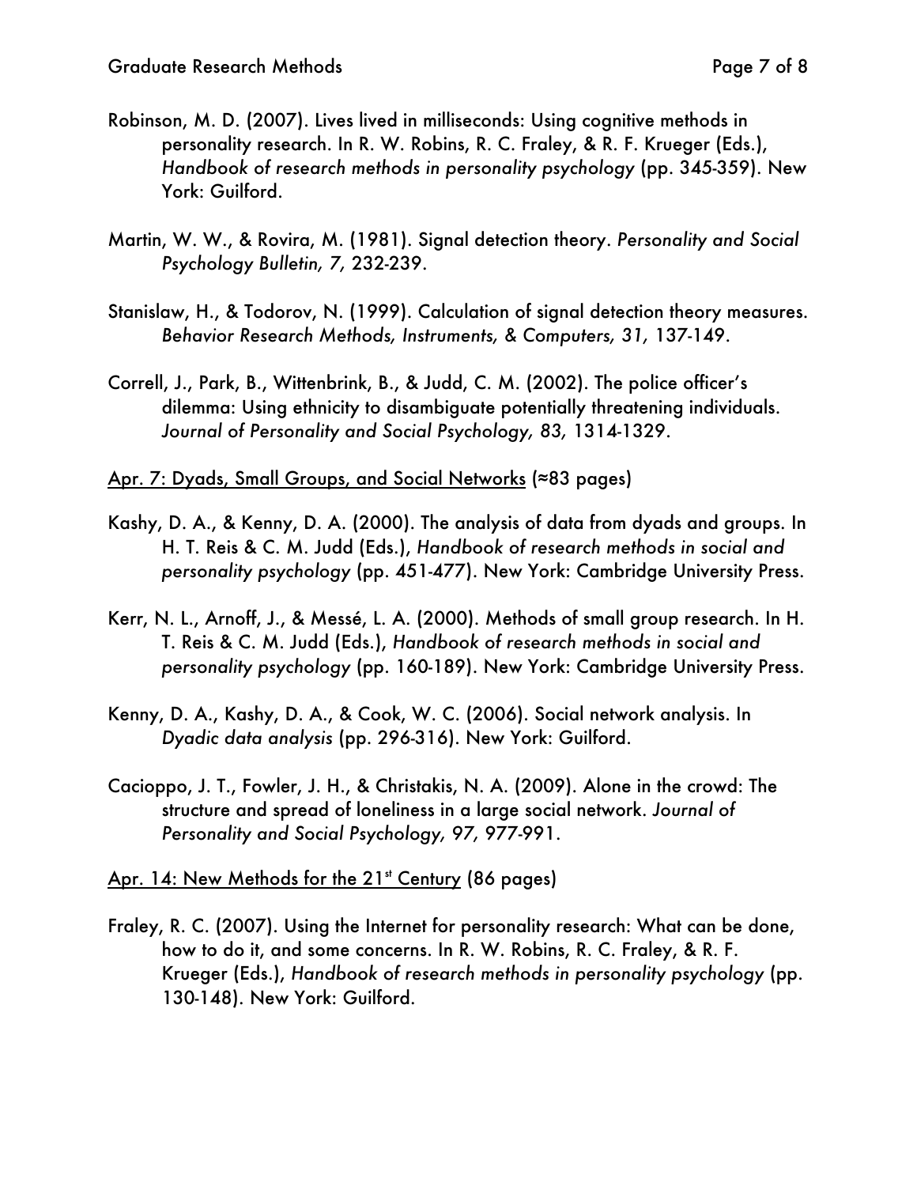Robinson, M. D. (2007). Lives lived in milliseconds: Using cognitive methods in personality research. In R. W. Robins, R. C. Fraley, & R. F. Krueger (Eds.), *Handbook of research methods in personality psychology* (pp. 345-359). New York: Guilford.

Martin, W. W., & Rovira, M. (1981). Signal detection theory. *Personality and Social Psychology Bulletin, 7,* 232-239.

Stanislaw, H., & Todorov, N. (1999). Calculation of signal detection theory measures. *Behavior Research Methods, Instruments, & Computers, 31,* 137-149.

Correll, J., Park, B., Wittenbrink, B., & Judd, C. M. (2002). The police officer's dilemma: Using ethnicity to disambiguate potentially threatening individuals. *Journal of Personality and Social Psychology, 83,* 1314-1329.

Apr. 7: Dyads, Small Groups, and Social Networks (≈83 pages)

Kashy, D. A., & Kenny, D. A. (2000). The analysis of data from dyads and groups. In H. T. Reis & C. M. Judd (Eds.), *Handbook of research methods in social and personality psychology* (pp. 451-477). New York: Cambridge University Press.

Kerr, N. L., Arnoff, J., & Messé, L. A. (2000). Methods of small group research. In H. T. Reis & C. M. Judd (Eds.), *Handbook of research methods in social and personality psychology* (pp. 160-189). New York: Cambridge University Press.

Kenny, D. A., Kashy, D. A., & Cook, W. C. (2006). Social network analysis. In *Dyadic data analysis* (pp. 296-316). New York: Guilford.

Cacioppo, J. T., Fowler, J. H., & Christakis, N. A. (2009). Alone in the crowd: The structure and spread of loneliness in a large social network. *Journal of Personality and Social Psychology, 97,* 977-991.

Apr. 14: New Methods for the 21st Century (86 pages)

Fraley, R. C. (2007). Using the Internet for personality research: What can be done, how to do it, and some concerns. In R. W. Robins, R. C. Fraley, & R. F. Krueger (Eds.), *Handbook of research methods in personality psychology* (pp. 130-148). New York: Guilford.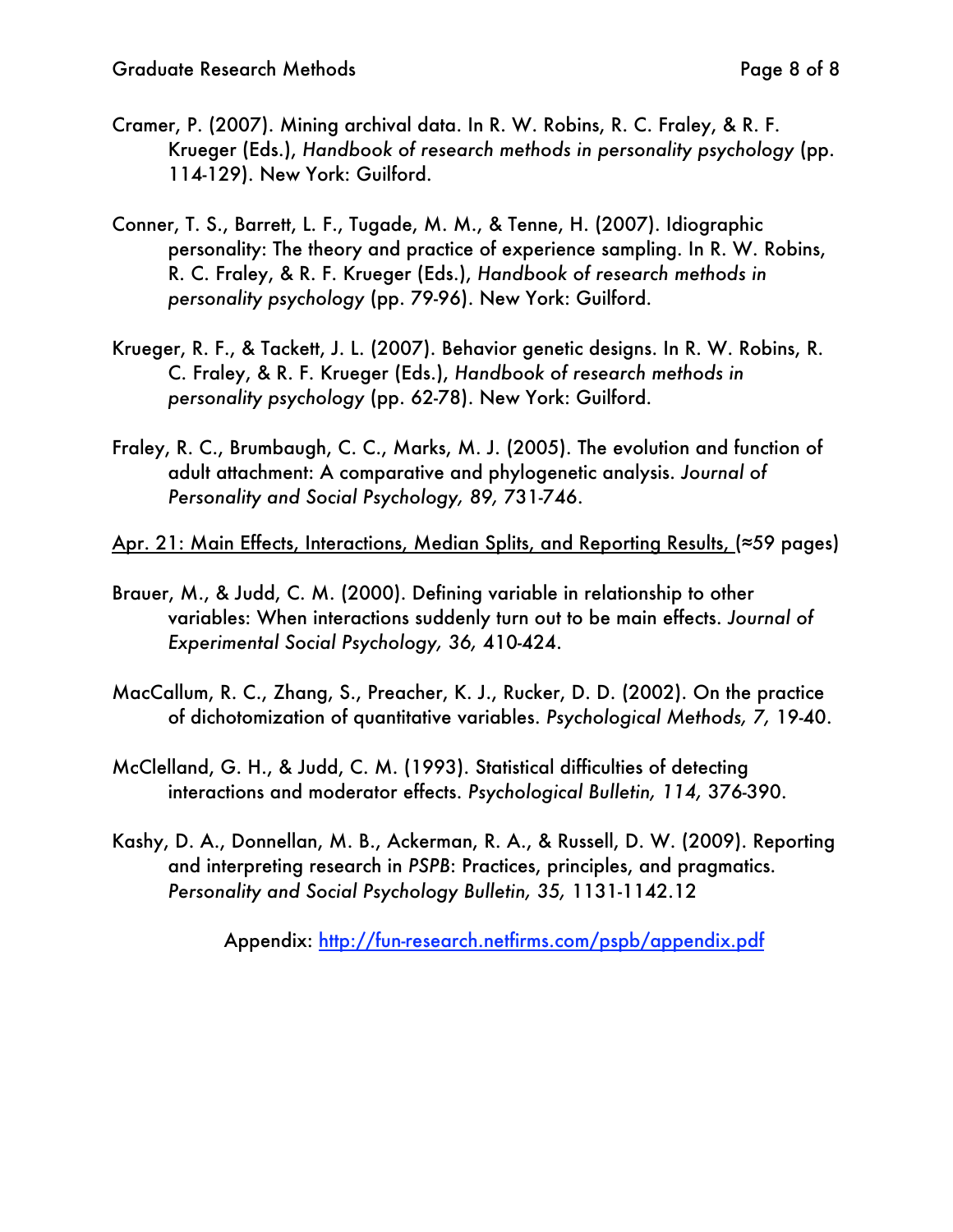Cramer, P. (2007). Mining archival data. In R. W. Robins, R. C. Fraley, & R. F. Krueger (Eds.), *Handbook of research methods in personality psychology* (pp. 114-129). New York: Guilford.

Conner, T. S., Barrett, L. F., Tugade, M. M., & Tenne, H. (2007). Idiographic personality: The theory and practice of experience sampling. In R. W. Robins, R. C. Fraley, & R. F. Krueger (Eds.), *Handbook of research methods in personality psychology* (pp. 79-96). New York: Guilford.

Krueger, R. F., & Tackett, J. L. (2007). Behavior genetic designs. In R. W. Robins, R. C. Fraley, & R. F. Krueger (Eds.), *Handbook of research methods in personality psychology* (pp. 62-78). New York: Guilford.

Fraley, R. C., Brumbaugh, C. C., Marks, M. J. (2005). The evolution and function of adult attachment: A comparative and phylogenetic analysis. *Journal of Personality and Social Psychology, 89,* 731-746.

<u>Apr. 21: Main Effects, Interactions, Median Splits, and Reporting Results,</u> (≈59 pages)

Brauer, M., & Judd, C. M. (2000). Defining variable in relationship to other variables: When interactions suddenly turn out to be main effects. *Journal of Experimental Social Psychology, 36,* 410-424.

MacCallum, R. C., Zhang, S., Preacher, K. J., Rucker, D. D. (2002). On the practice of dichotomization of quantitative variables. *Psychological Methods, 7,* 19-40.

McClelland, G. H., & Judd, C. M. (1993). Statistical difficulties of detecting interactions and moderator effects. *Psychological Bulletin, 114,* 376-390.

Kashy, D. A., Donnellan, M. B., Ackerman, R. A., & Russell, D. W. (2009). Reporting and interpreting research in *PSPB*: Practices, principles, and pragmatics. *Personality and Social Psychology Bulletin, 35,* 1131-1142.12

Appendix: http://fun-research.netfirms.com/pspb/appendix.pdf